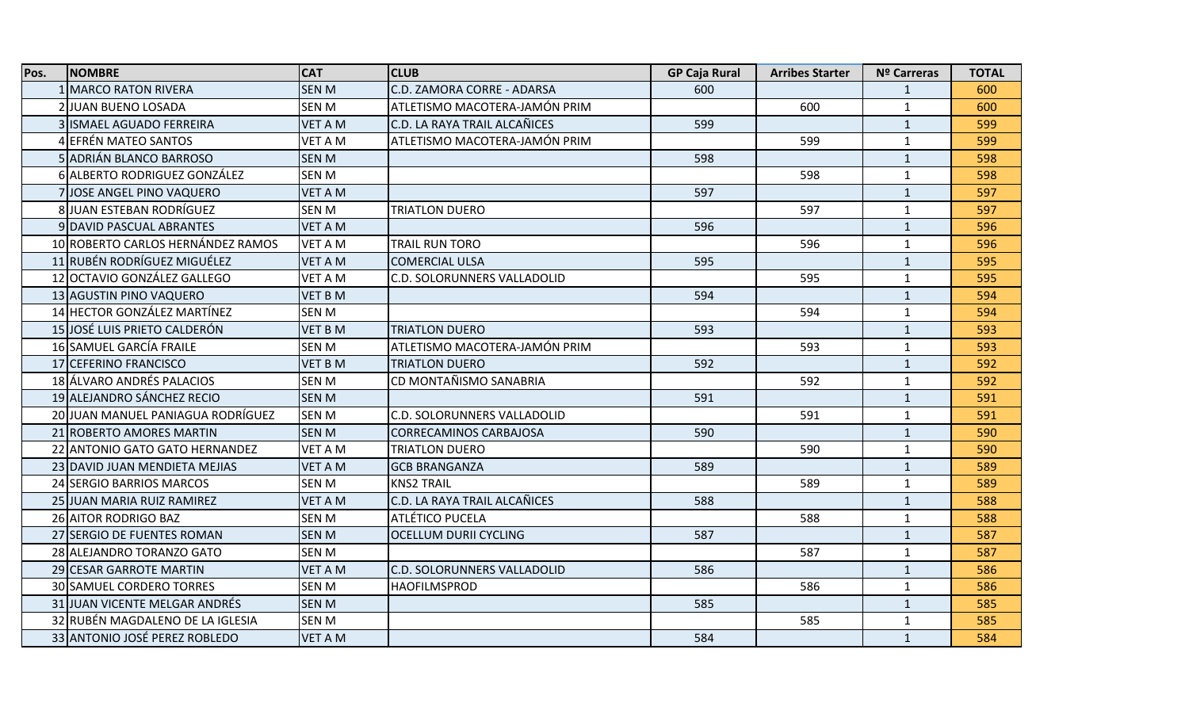| Pos. | NOMBRE | CAT | CLUB | GP Caja Rural | Arribes Starter | Nº Carreras | TOTAL |
|---|---|---|---|---|---|---|---|
| 1 | MARCO RATON RIVERA | SEN M | C.D. ZAMORA CORRE - ADARSA | 600 | | 1 | 600 |
| 2 | JUAN BUENO LOSADA | SEN M | ATLETISMO MACOTERA-JAMÓN PRIM | | 600 | 1 | 600 |
| 3 | ISMAEL AGUADO FERREIRA | VET A M | C.D. LA RAYA TRAIL ALCAÑICES | 599 | | 1 | 599 |
| 4 | EFRÉN MATEO SANTOS | VET A M | ATLETISMO MACOTERA-JAMÓN PRIM | | 599 | 1 | 599 |
| 5 | ADRIÁN BLANCO BARROSO | SEN M | | 598 | | 1 | 598 |
| 6 | ALBERTO RODRIGUEZ GONZÁLEZ | SEN M | | | 598 | 1 | 598 |
| 7 | JOSE ANGEL PINO VAQUERO | VET A M | | 597 | | 1 | 597 |
| 8 | JUAN ESTEBAN RODRÍGUEZ | SEN M | TRIATLON DUERO | | 597 | 1 | 597 |
| 9 | DAVID PASCUAL ABRANTES | VET A M | | 596 | | 1 | 596 |
| 10 | ROBERTO CARLOS HERNÁNDEZ RAMOS | VET A M | TRAIL RUN TORO | | 596 | 1 | 596 |
| 11 | RUBÉN RODRÍGUEZ MIGUÉLEZ | VET A M | COMERCIAL ULSA | 595 | | 1 | 595 |
| 12 | OCTAVIO GONZÁLEZ GALLEGO | VET A M | C.D. SOLORUNNERS VALLADOLID | | 595 | 1 | 595 |
| 13 | AGUSTIN PINO VAQUERO | VET B M | | 594 | | 1 | 594 |
| 14 | HECTOR GONZÁLEZ MARTÍNEZ | SEN M | | | 594 | 1 | 594 |
| 15 | JOSÉ LUIS PRIETO CALDERÓN | VET B M | TRIATLON DUERO | 593 | | 1 | 593 |
| 16 | SAMUEL GARCÍA FRAILE | SEN M | ATLETISMO MACOTERA-JAMÓN PRIM | | 593 | 1 | 593 |
| 17 | CEFERINO FRANCISCO | VET B M | TRIATLON DUERO | 592 | | 1 | 592 |
| 18 | ÁLVARO ANDRÉS PALACIOS | SEN M | CD MONTAÑISMO SANABRIA | | 592 | 1 | 592 |
| 19 | ALEJANDRO SÁNCHEZ RECIO | SEN M | | 591 | | 1 | 591 |
| 20 | JUAN MANUEL PANIAGUA RODRÍGUEZ | SEN M | C.D. SOLORUNNERS VALLADOLID | | 591 | 1 | 591 |
| 21 | ROBERTO AMORES MARTIN | SEN M | CORRECAMINOS CARBAJOSA | 590 | | 1 | 590 |
| 22 | ANTONIO GATO GATO HERNANDEZ | VET A M | TRIATLON DUERO | | 590 | 1 | 590 |
| 23 | DAVID JUAN MENDIETA MEJIAS | VET A M | GCB BRANGANZA | 589 | | 1 | 589 |
| 24 | SERGIO BARRIOS MARCOS | SEN M | KNS2 TRAIL | | 589 | 1 | 589 |
| 25 | JUAN MARIA RUIZ RAMIREZ | VET A M | C.D. LA RAYA TRAIL ALCAÑICES | 588 | | 1 | 588 |
| 26 | AITOR RODRIGO BAZ | SEN M | ATLÉTICO PUCELA | | 588 | 1 | 588 |
| 27 | SERGIO DE FUENTES ROMAN | SEN M | OCELLUM DURII CYCLING | 587 | | 1 | 587 |
| 28 | ALEJANDRO TORANZO GATO | SEN M | | | 587 | 1 | 587 |
| 29 | CESAR GARROTE MARTIN | VET A M | C.D. SOLORUNNERS VALLADOLID | 586 | | 1 | 586 |
| 30 | SAMUEL CORDERO TORRES | SEN M | HAOFILMSPROD | | 586 | 1 | 586 |
| 31 | JUAN VICENTE MELGAR ANDRÉS | SEN M | | 585 | | 1 | 585 |
| 32 | RUBÉN MAGDALENO DE LA IGLESIA | SEN M | | | 585 | 1 | 585 |
| 33 | ANTONIO JOSÉ PEREZ ROBLEDO | VET A M | | 584 | | 1 | 584 |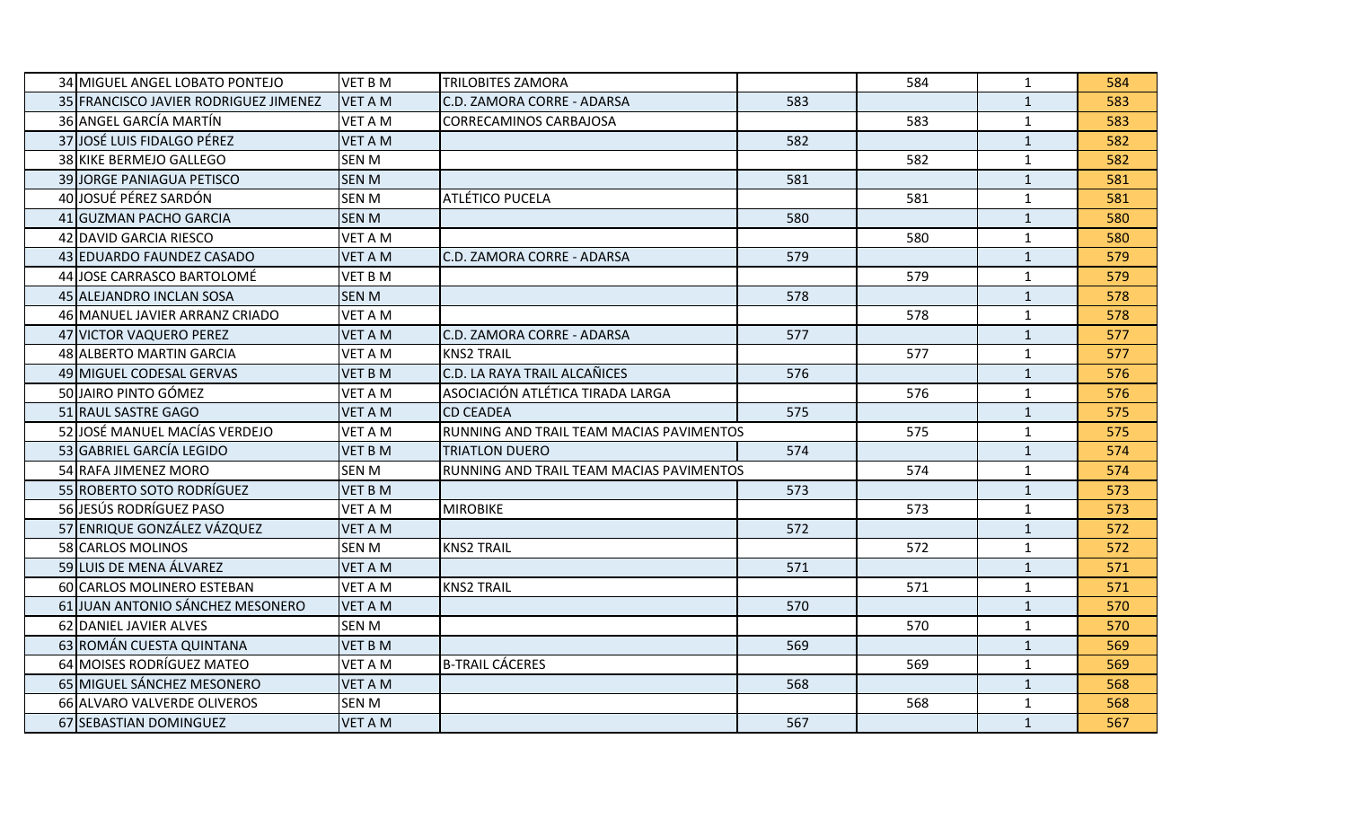| | | | | | | | |
|---|---|---|---|---|---|---|---|
| 34 | MIGUEL ANGEL LOBATO PONTEJO | VET B M | TRILOBITES ZAMORA | | 584 | 1 | 584 |
| 35 | FRANCISCO JAVIER RODRIGUEZ JIMENEZ | VET A M | C.D. ZAMORA CORRE - ADARSA | 583 | | 1 | 583 |
| 36 | ANGEL GARCÍA MARTÍN | VET A M | CORRECAMINOS CARBAJOSA | | 583 | 1 | 583 |
| 37 | JOSÉ LUIS FIDALGO PÉREZ | VET A M | | 582 | | 1 | 582 |
| 38 | KIKE BERMEJO GALLEGO | SEN M | | | 582 | 1 | 582 |
| 39 | JORGE PANIAGUA PETISCO | SEN M | | 581 | | 1 | 581 |
| 40 | JOSUÉ PÉREZ SARDÓN | SEN M | ATLÉTICO PUCELA | | 581 | 1 | 581 |
| 41 | GUZMAN PACHO GARCIA | SEN M | | 580 | | 1 | 580 |
| 42 | DAVID GARCIA RIESCO | VET A M | | | 580 | 1 | 580 |
| 43 | EDUARDO FAUNDEZ CASADO | VET A M | C.D. ZAMORA CORRE - ADARSA | 579 | | 1 | 579 |
| 44 | JOSE CARRASCO BARTOLOMÉ | VET B M | | | 579 | 1 | 579 |
| 45 | ALEJANDRO INCLAN SOSA | SEN M | | 578 | | 1 | 578 |
| 46 | MANUEL JAVIER ARRANZ CRIADO | VET A M | | | 578 | 1 | 578 |
| 47 | VICTOR VAQUERO PEREZ | VET A M | C.D. ZAMORA CORRE - ADARSA | 577 | | 1 | 577 |
| 48 | ALBERTO MARTIN GARCIA | VET A M | KNS2 TRAIL | | 577 | 1 | 577 |
| 49 | MIGUEL CODESAL GERVAS | VET B M | C.D. LA RAYA TRAIL ALCAÑICES | 576 | | 1 | 576 |
| 50 | JAIRO PINTO GÓMEZ | VET A M | ASOCIACIÓN ATLÉTICA TIRADA LARGA | | 576 | 1 | 576 |
| 51 | RAUL SASTRE GAGO | VET A M | CD CEADEA | 575 | | 1 | 575 |
| 52 | JOSÉ MANUEL MACÍAS VERDEJO | VET A M | RUNNING AND TRAIL TEAM MACIAS PAVIMENTOS | | 575 | 1 | 575 |
| 53 | GABRIEL GARCÍA LEGIDO | VET B M | TRIATLON DUERO | 574 | | 1 | 574 |
| 54 | RAFA JIMENEZ MORO | SEN M | RUNNING AND TRAIL TEAM MACIAS PAVIMENTOS | | 574 | 1 | 574 |
| 55 | ROBERTO SOTO RODRÍGUEZ | VET B M | | 573 | | 1 | 573 |
| 56 | JESÚS RODRÍGUEZ PASO | VET A M | MIROBIKE | | 573 | 1 | 573 |
| 57 | ENRIQUE GONZÁLEZ VÁZQUEZ | VET A M | | 572 | | 1 | 572 |
| 58 | CARLOS MOLINOS | SEN M | KNS2 TRAIL | | 572 | 1 | 572 |
| 59 | LUIS DE MENA ÁLVAREZ | VET A M | | 571 | | 1 | 571 |
| 60 | CARLOS MOLINERO ESTEBAN | VET A M | KNS2 TRAIL | | 571 | 1 | 571 |
| 61 | JUAN ANTONIO SÁNCHEZ MESONERO | VET A M | | 570 | | 1 | 570 |
| 62 | DANIEL JAVIER ALVES | SEN M | | | 570 | 1 | 570 |
| 63 | ROMÁN CUESTA QUINTANA | VET B M | | 569 | | 1 | 569 |
| 64 | MOISES RODRÍGUEZ MATEO | VET A M | B-TRAIL CÁCERES | | 569 | 1 | 569 |
| 65 | MIGUEL SÁNCHEZ MESONERO | VET A M | | 568 | | 1 | 568 |
| 66 | ALVARO VALVERDE OLIVEROS | SEN M | | | 568 | 1 | 568 |
| 67 | SEBASTIAN DOMINGUEZ | VET A M | | 567 | | 1 | 567 |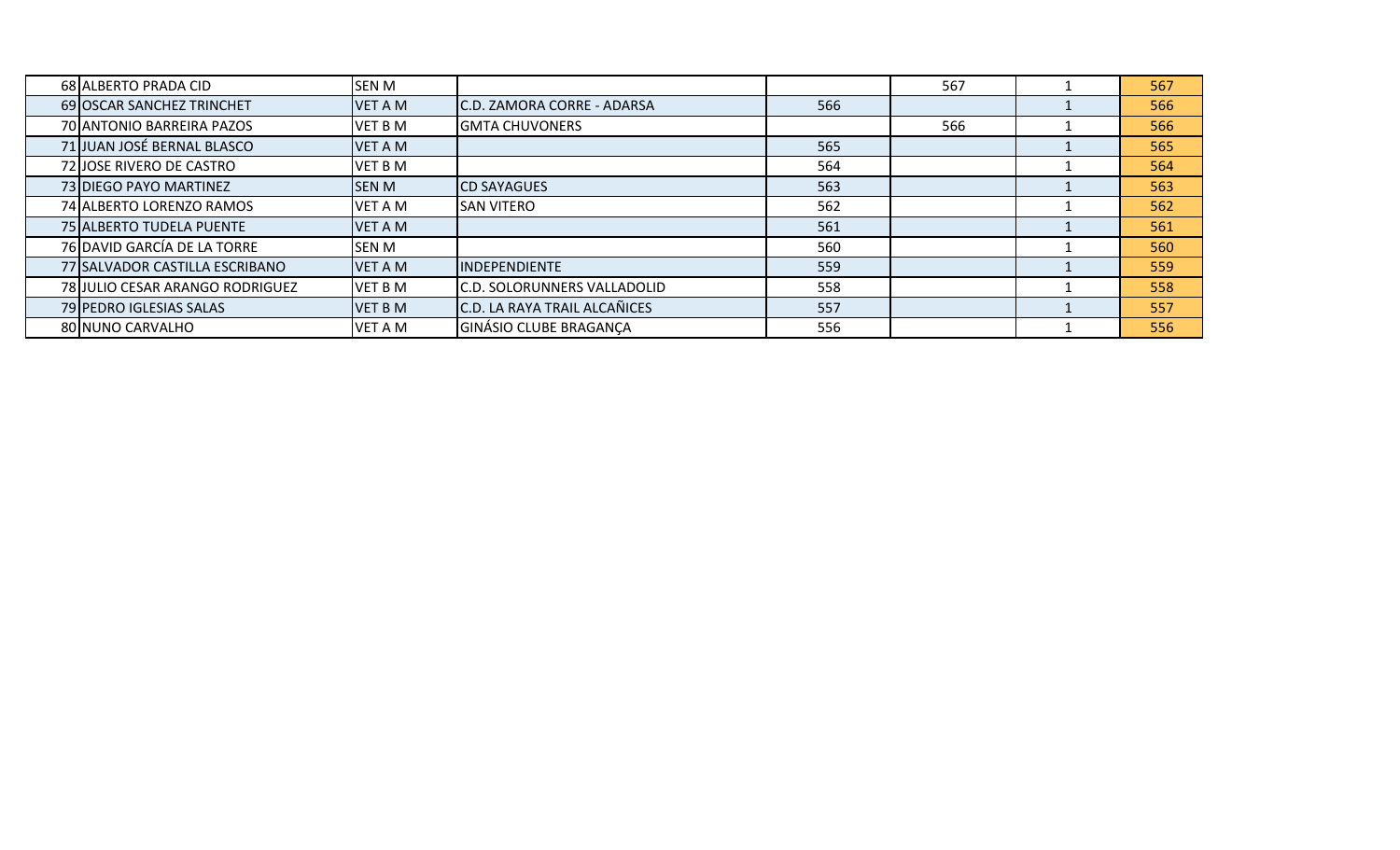| | | | | | | | |
|---|---|---|---|---|---|---|---|
| 68 | ALBERTO PRADA CID | SEN M | | | 567 | 1 | 567 |
| 69 | OSCAR SANCHEZ TRINCHET | VET A M | C.D. ZAMORA CORRE - ADARSA | 566 | | 1 | 566 |
| 70 | ANTONIO BARREIRA PAZOS | VET B M | GMTA CHUVONERS | | 566 | 1 | 566 |
| 71 | JUAN JOSÉ BERNAL BLASCO | VET A M | | 565 | | 1 | 565 |
| 72 | JOSE RIVERO DE CASTRO | VET B M | | 564 | | 1 | 564 |
| 73 | DIEGO PAYO MARTINEZ | SEN M | CD SAYAGUES | 563 | | 1 | 563 |
| 74 | ALBERTO LORENZO RAMOS | VET A M | SAN VITERO | 562 | | 1 | 562 |
| 75 | ALBERTO TUDELA PUENTE | VET A M | | 561 | | 1 | 561 |
| 76 | DAVID GARCÍA DE LA TORRE | SEN M | | 560 | | 1 | 560 |
| 77 | SALVADOR CASTILLA ESCRIBANO | VET A M | INDEPENDIENTE | 559 | | 1 | 559 |
| 78 | JULIO CESAR ARANGO RODRIGUEZ | VET B M | C.D. SOLORUNNERS VALLADOLID | 558 | | 1 | 558 |
| 79 | PEDRO IGLESIAS SALAS | VET B M | C.D. LA RAYA TRAIL ALCAÑICES | 557 | | 1 | 557 |
| 80 | NUNO CARVALHO | VET A M | GINÁSIO CLUBE BRAGANÇA | 556 | | 1 | 556 |